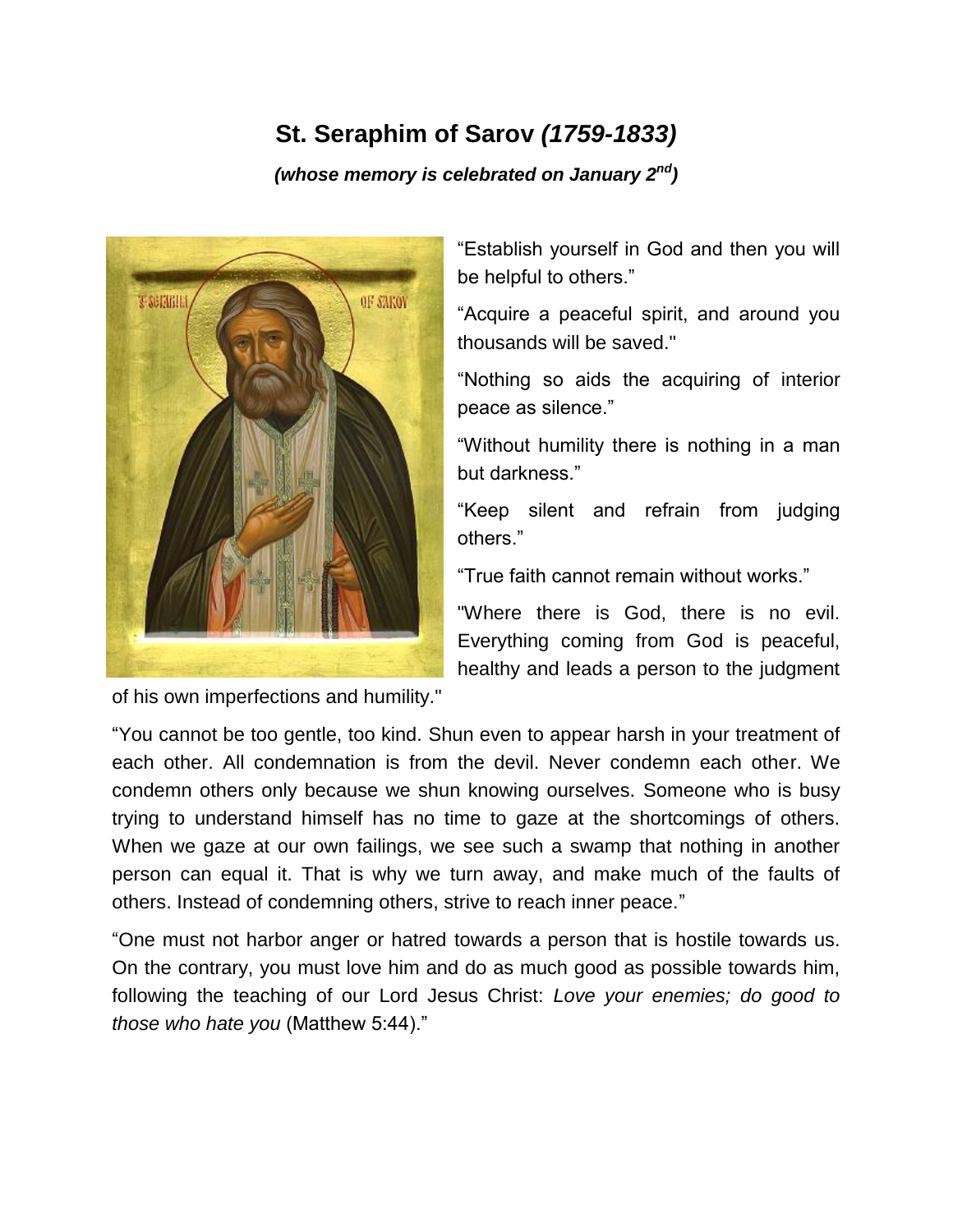# St. Seraphim of Sarov *(1759-1833)*

***(whose memory is celebrated on January 2nd)***

“Establish yourself in God and then you will be helpful to others.”

“Acquire a peaceful spirit, and around you thousands will be saved."

“Nothing so aids the acquiring of interior peace as silence.”

“Without humility there is nothing in a man but darkness.”

“Keep silent and refrain from judging others.”

“True faith cannot remain without works.”

"Where there is God, there is no evil. Everything coming from God is peaceful, healthy and leads a person to the judgment of his own imperfections and humility."

“You cannot be too gentle, too kind. Shun even to appear harsh in your treatment of each other. All condemnation is from the devil. Never condemn each other. We condemn others only because we shun knowing ourselves. Someone who is busy trying to understand himself has no time to gaze at the shortcomings of others. When we gaze at our own failings, we see such a swamp that nothing in another person can equal it. That is why we turn away, and make much of the faults of others. Instead of condemning others, strive to reach inner peace.”

“One must not harbor anger or hatred towards a person that is hostile towards us. On the contrary, you must love him and do as much good as possible towards him, following the teaching of our Lord Jesus Christ: *Love your enemies; do good to those who hate you* (Matthew 5:44).”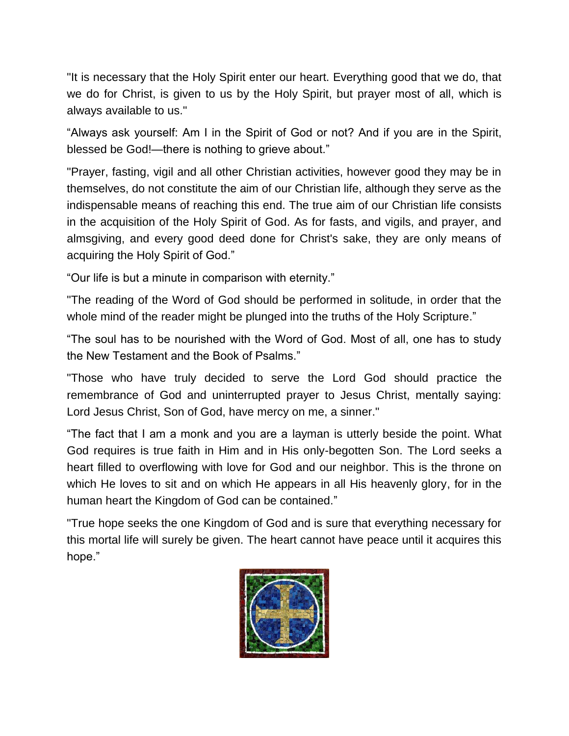"It is necessary that the Holy Spirit enter our heart. Everything good that we do, that we do for Christ, is given to us by the Holy Spirit, but prayer most of all, which is always available to us."

“Always ask yourself: Am I in the Spirit of God or not? And if you are in the Spirit, blessed be God!—there is nothing to grieve about.”

"Prayer, fasting, vigil and all other Christian activities, however good they may be in themselves, do not constitute the aim of our Christian life, although they serve as the indispensable means of reaching this end. The true aim of our Christian life consists in the acquisition of the Holy Spirit of God. As for fasts, and vigils, and prayer, and almsgiving, and every good deed done for Christ's sake, they are only means of acquiring the Holy Spirit of God.”

“Our life is but a minute in comparison with eternity.”

"The reading of the Word of God should be performed in solitude, in order that the whole mind of the reader might be plunged into the truths of the Holy Scripture.”

“The soul has to be nourished with the Word of God. Most of all, one has to study the New Testament and the Book of Psalms.”

"Those who have truly decided to serve the Lord God should practice the remembrance of God and uninterrupted prayer to Jesus Christ, mentally saying: Lord Jesus Christ, Son of God, have mercy on me, a sinner."

“The fact that I am a monk and you are a layman is utterly beside the point. What God requires is true faith in Him and in His only-begotten Son. The Lord seeks a heart filled to overflowing with love for God and our neighbor. This is the throne on which He loves to sit and on which He appears in all His heavenly glory, for in the human heart the Kingdom of God can be contained.”

"True hope seeks the one Kingdom of God and is sure that everything necessary for this mortal life will surely be given. The heart cannot have peace until it acquires this hope.”